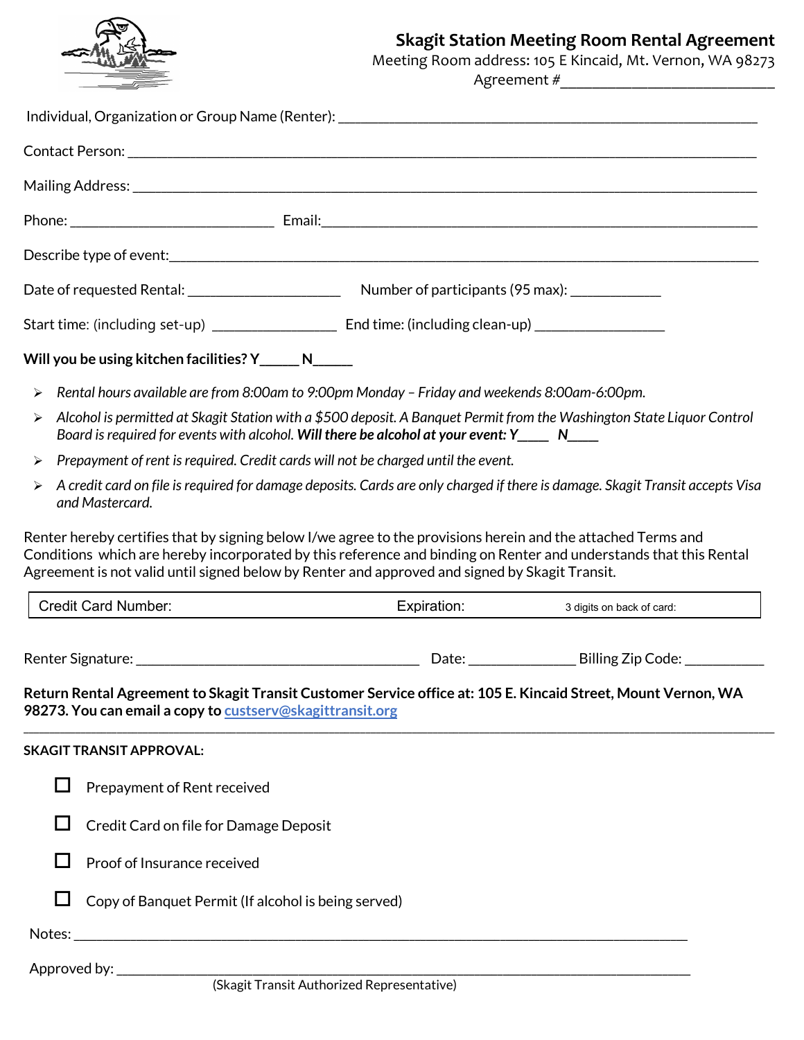# Skagit Station Meeting Room Rental Agreement

Meeting Room address: 105 E Kincaid, Mt. Vernon, WA 98273

Agreement #____________________________

Individual, Organization or Group Name (Renter): ____________________________________________________________

Contact Person: ____________________________________________________________________________________

Mailing Address: ___________________________________________________________________________________

Phone: ____________________________ Email:____________________________________________________________

Describe type of event:______________________________________________________________________________

Date of requested Rental: _____________________ Number of participants (95 max): ____________

Start time: (including set-up) _________________ End time: (including clean-up) _________________

**Will you be using kitchen facilities? Y_____ N_____**

- *Rental hours available are from 8:00am to 9:00pm Monday – Friday and weekends 8:00am-6:00pm.*
- *Alcohol is permitted at Skagit Station with a $500 deposit. A Banquet Permit from the Washington State Liquor Control Board is required for events with alcohol.* ***Will there be alcohol at your event: Y____ N____***
- *Prepayment of rent is required. Credit cards will not be charged until the event.*
- *A credit card on file is required for damage deposits. Cards are only charged if there is damage. Skagit Transit accepts Visa and Mastercard.*

Renter hereby certifies that by signing below I/we agree to the provisions herein and the attached Terms and Conditions which are hereby incorporated by this reference and binding on Renter and understands that this Rental Agreement is not valid until signed below by Renter and approved and signed by Skagit Transit.

| Credit Card Number: | Expiration: | 3 digits on back of card: |
|---|---|---|

Renter Signature: ______________________________________ Date: ______________ Billing Zip Code: ___________

**Return Rental Agreement to Skagit Transit Customer Service office at: 105 E. Kincaid Street, Mount Vernon, WA 98273. You can email a copy to** custserv@skagittransit.org

---

**SKAGIT TRANSIT APPROVAL:**

- ☐ Prepayment of Rent received
- ☐ Credit Card on file for Damage Deposit
- ☐ Proof of Insurance received
- ☐ Copy of Banquet Permit (If alcohol is being served)

Notes: ____________________________________________________________________________________

Approved by: _______________________________________________________________________________

(Skagit Transit Authorized Representative)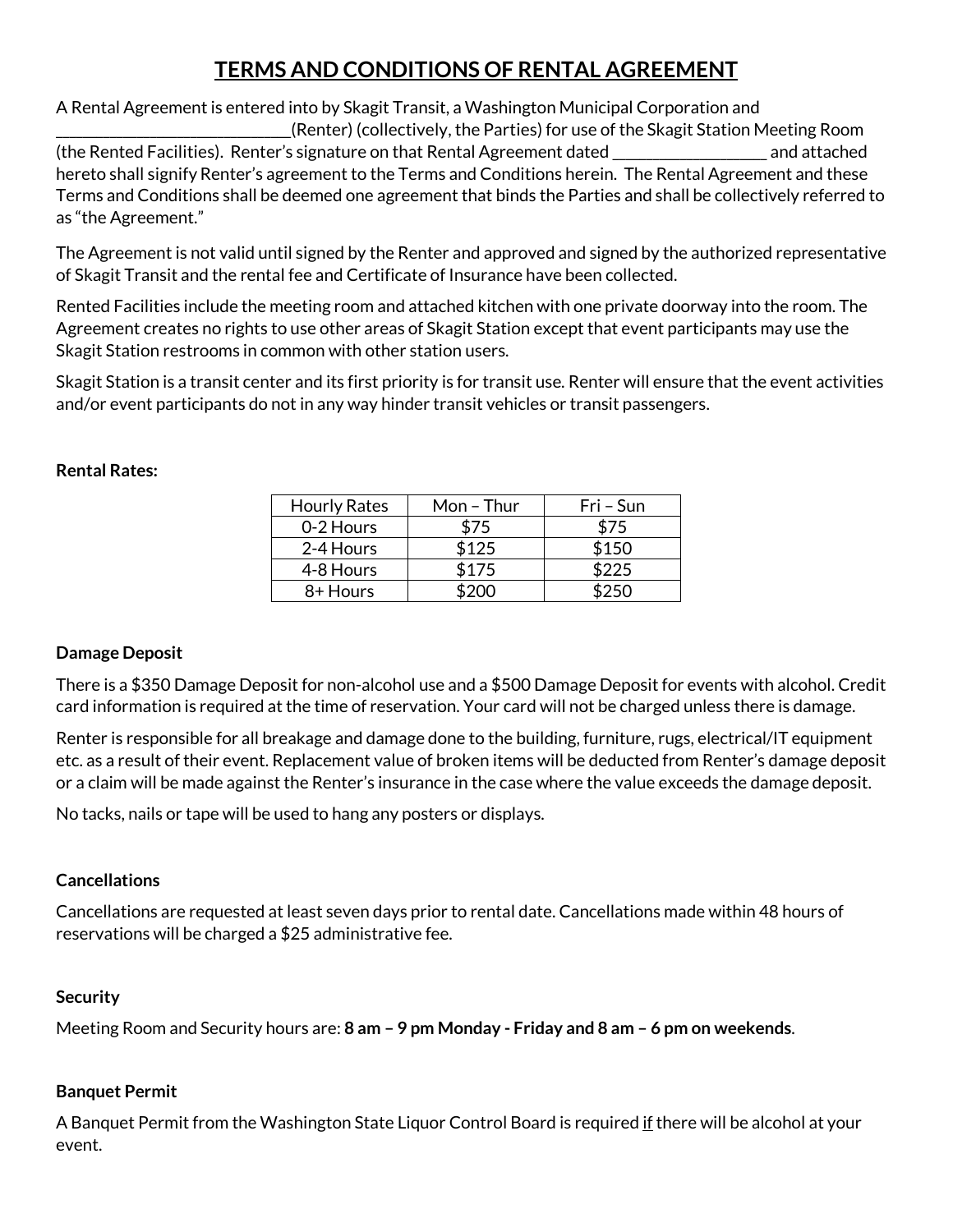# TERMS AND CONDITIONS OF RENTAL AGREEMENT

A Rental Agreement is entered into by Skagit Transit, a Washington Municipal Corporation and ____________________________(Renter) (collectively, the Parties) for use of the Skagit Station Meeting Room (the Rented Facilities). Renter's signature on that Rental Agreement dated __________________ and attached hereto shall signify Renter's agreement to the Terms and Conditions herein. The Rental Agreement and these Terms and Conditions shall be deemed one agreement that binds the Parties and shall be collectively referred to as "the Agreement."

The Agreement is not valid until signed by the Renter and approved and signed by the authorized representative of Skagit Transit and the rental fee and Certificate of Insurance have been collected.

Rented Facilities include the meeting room and attached kitchen with one private doorway into the room. The Agreement creates no rights to use other areas of Skagit Station except that event participants may use the Skagit Station restrooms in common with other station users.

Skagit Station is a transit center and its first priority is for transit use. Renter will ensure that the event activities and/or event participants do not in any way hinder transit vehicles or transit passengers.

**Rental Rates:**

| Hourly Rates | Mon – Thur | Fri – Sun |
|---|---|---|
| 0-2 Hours | $75 | $75 |
| 2-4 Hours | $125 | $150 |
| 4-8 Hours | $175 | $225 |
| 8+ Hours | $200 | $250 |

**Damage Deposit**

There is a $350 Damage Deposit for non-alcohol use and a $500 Damage Deposit for events with alcohol. Credit card information is required at the time of reservation. Your card will not be charged unless there is damage.

Renter is responsible for all breakage and damage done to the building, furniture, rugs, electrical/IT equipment etc. as a result of their event. Replacement value of broken items will be deducted from Renter's damage deposit or a claim will be made against the Renter's insurance in the case where the value exceeds the damage deposit.

No tacks, nails or tape will be used to hang any posters or displays.

**Cancellations**

Cancellations are requested at least seven days prior to rental date. Cancellations made within 48 hours of reservations will be charged a $25 administrative fee.

**Security**

Meeting Room and Security hours are: **8 am – 9 pm Monday - Friday and 8 am – 6 pm on weekends**.

**Banquet Permit**

A Banquet Permit from the Washington State Liquor Control Board is required if there will be alcohol at your event.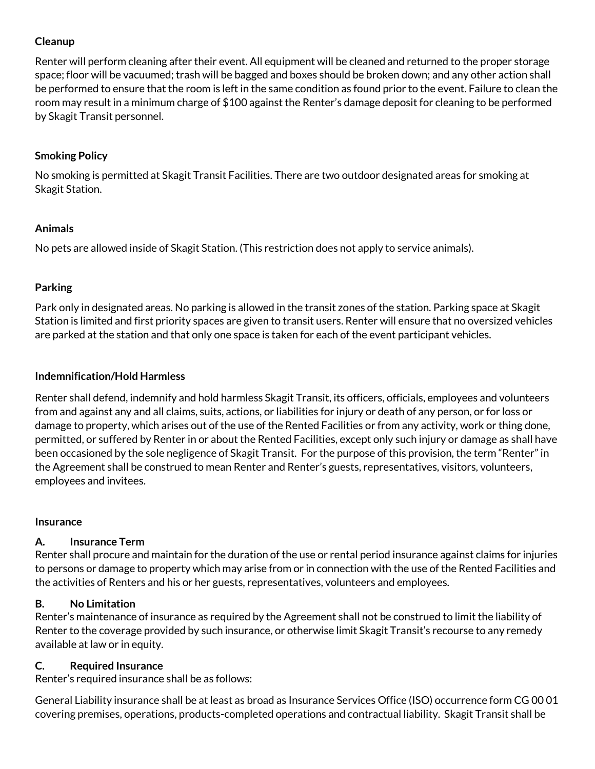**Cleanup**

Renter will perform cleaning after their event. All equipment will be cleaned and returned to the proper storage space; floor will be vacuumed; trash will be bagged and boxes should be broken down; and any other action shall be performed to ensure that the room is left in the same condition as found prior to the event. Failure to clean the room may result in a minimum charge of $100 against the Renter's damage deposit for cleaning to be performed by Skagit Transit personnel.

**Smoking Policy**

No smoking is permitted at Skagit Transit Facilities. There are two outdoor designated areas for smoking at Skagit Station.

**Animals**

No pets are allowed inside of Skagit Station. (This restriction does not apply to service animals).

**Parking**

Park only in designated areas. No parking is allowed in the transit zones of the station. Parking space at Skagit Station is limited and first priority spaces are given to transit users. Renter will ensure that no oversized vehicles are parked at the station and that only one space is taken for each of the event participant vehicles.

**Indemnification/Hold Harmless**

Renter shall defend, indemnify and hold harmless Skagit Transit, its officers, officials, employees and volunteers from and against any and all claims, suits, actions, or liabilities for injury or death of any person, or for loss or damage to property, which arises out of the use of the Rented Facilities or from any activity, work or thing done, permitted, or suffered by Renter in or about the Rented Facilities, except only such injury or damage as shall have been occasioned by the sole negligence of Skagit Transit. For the purpose of this provision, the term "Renter" in the Agreement shall be construed to mean Renter and Renter's guests, representatives, visitors, volunteers, employees and invitees.

**Insurance**

**A. Insurance Term**
Renter shall procure and maintain for the duration of the use or rental period insurance against claims for injuries to persons or damage to property which may arise from or in connection with the use of the Rented Facilities and the activities of Renters and his or her guests, representatives, volunteers and employees.

**B. No Limitation**
Renter's maintenance of insurance as required by the Agreement shall not be construed to limit the liability of Renter to the coverage provided by such insurance, or otherwise limit Skagit Transit's recourse to any remedy available at law or in equity.

**C. Required Insurance**
Renter's required insurance shall be as follows:

General Liability insurance shall be at least as broad as Insurance Services Office (ISO) occurrence form CG 00 01 covering premises, operations, products-completed operations and contractual liability. Skagit Transit shall be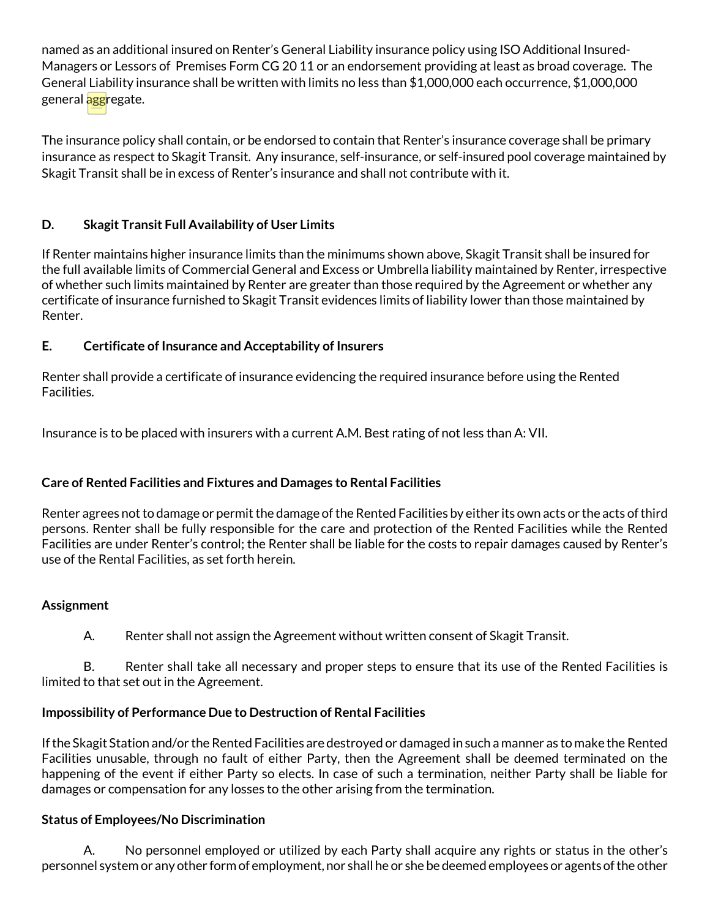named as an additional insured on Renter's General Liability insurance policy using ISO Additional Insured- Managers or Lessors of Premises Form CG 20 11 or an endorsement providing at least as broad coverage. The General Liability insurance shall be written with limits no less than $1,000,000 each occurrence, $1,000,000 general aggregate.

The insurance policy shall contain, or be endorsed to contain that Renter's insurance coverage shall be primary insurance as respect to Skagit Transit. Any insurance, self-insurance, or self-insured pool coverage maintained by Skagit Transit shall be in excess of Renter's insurance and shall not contribute with it.

**D. Skagit Transit Full Availability of User Limits**

If Renter maintains higher insurance limits than the minimums shown above, Skagit Transit shall be insured for the full available limits of Commercial General and Excess or Umbrella liability maintained by Renter, irrespective of whether such limits maintained by Renter are greater than those required by the Agreement or whether any certificate of insurance furnished to Skagit Transit evidences limits of liability lower than those maintained by Renter.

**E. Certificate of Insurance and Acceptability of Insurers**

Renter shall provide a certificate of insurance evidencing the required insurance before using the Rented Facilities.

Insurance is to be placed with insurers with a current A.M. Best rating of not less than A: VII.

**Care of Rented Facilities and Fixtures and Damages to Rental Facilities**

Renter agrees not to damage or permit the damage of the Rented Facilities by either its own acts or the acts of third persons. Renter shall be fully responsible for the care and protection of the Rented Facilities while the Rented Facilities are under Renter's control; the Renter shall be liable for the costs to repair damages caused by Renter's use of the Rental Facilities, as set forth herein.

**Assignment**

A. Renter shall not assign the Agreement without written consent of Skagit Transit.

B. Renter shall take all necessary and proper steps to ensure that its use of the Rented Facilities is limited to that set out in the Agreement.

**Impossibility of Performance Due to Destruction of Rental Facilities**

If the Skagit Station and/or the Rented Facilities are destroyed or damaged in such a manner as to make the Rented Facilities unusable, through no fault of either Party, then the Agreement shall be deemed terminated on the happening of the event if either Party so elects. In case of such a termination, neither Party shall be liable for damages or compensation for any losses to the other arising from the termination.

**Status of Employees/No Discrimination**

A. No personnel employed or utilized by each Party shall acquire any rights or status in the other's personnel system or any other form of employment, nor shall he or she be deemed employees or agents of the other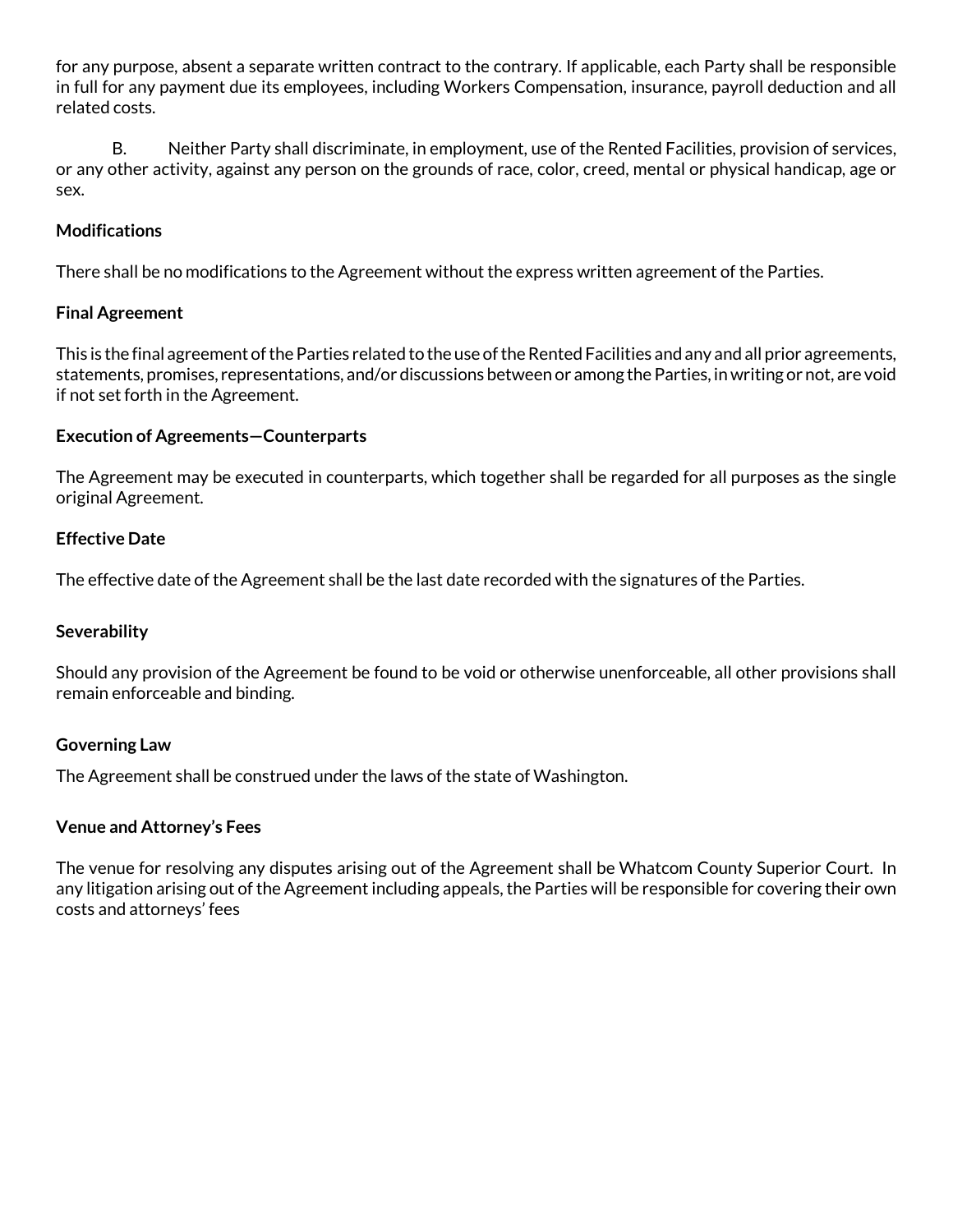for any purpose, absent a separate written contract to the contrary. If applicable, each Party shall be responsible in full for any payment due its employees, including Workers Compensation, insurance, payroll deduction and all related costs.

B. Neither Party shall discriminate, in employment, use of the Rented Facilities, provision of services, or any other activity, against any person on the grounds of race, color, creed, mental or physical handicap, age or sex.

**Modifications**

There shall be no modifications to the Agreement without the express written agreement of the Parties.

**Final Agreement**

This is the final agreement of the Parties related to the use of the Rented Facilities and any and all prior agreements, statements, promises, representations, and/or discussions between or among the Parties, in writing or not, are void if not set forth in the Agreement.

**Execution of Agreements—Counterparts**

The Agreement may be executed in counterparts, which together shall be regarded for all purposes as the single original Agreement.

**Effective Date**

The effective date of the Agreement shall be the last date recorded with the signatures of the Parties.

**Severability**

Should any provision of the Agreement be found to be void or otherwise unenforceable, all other provisions shall remain enforceable and binding.

**Governing Law**

The Agreement shall be construed under the laws of the state of Washington.

**Venue and Attorney's Fees**

The venue for resolving any disputes arising out of the Agreement shall be Whatcom County Superior Court. In any litigation arising out of the Agreement including appeals, the Parties will be responsible for covering their own costs and attorneys' fees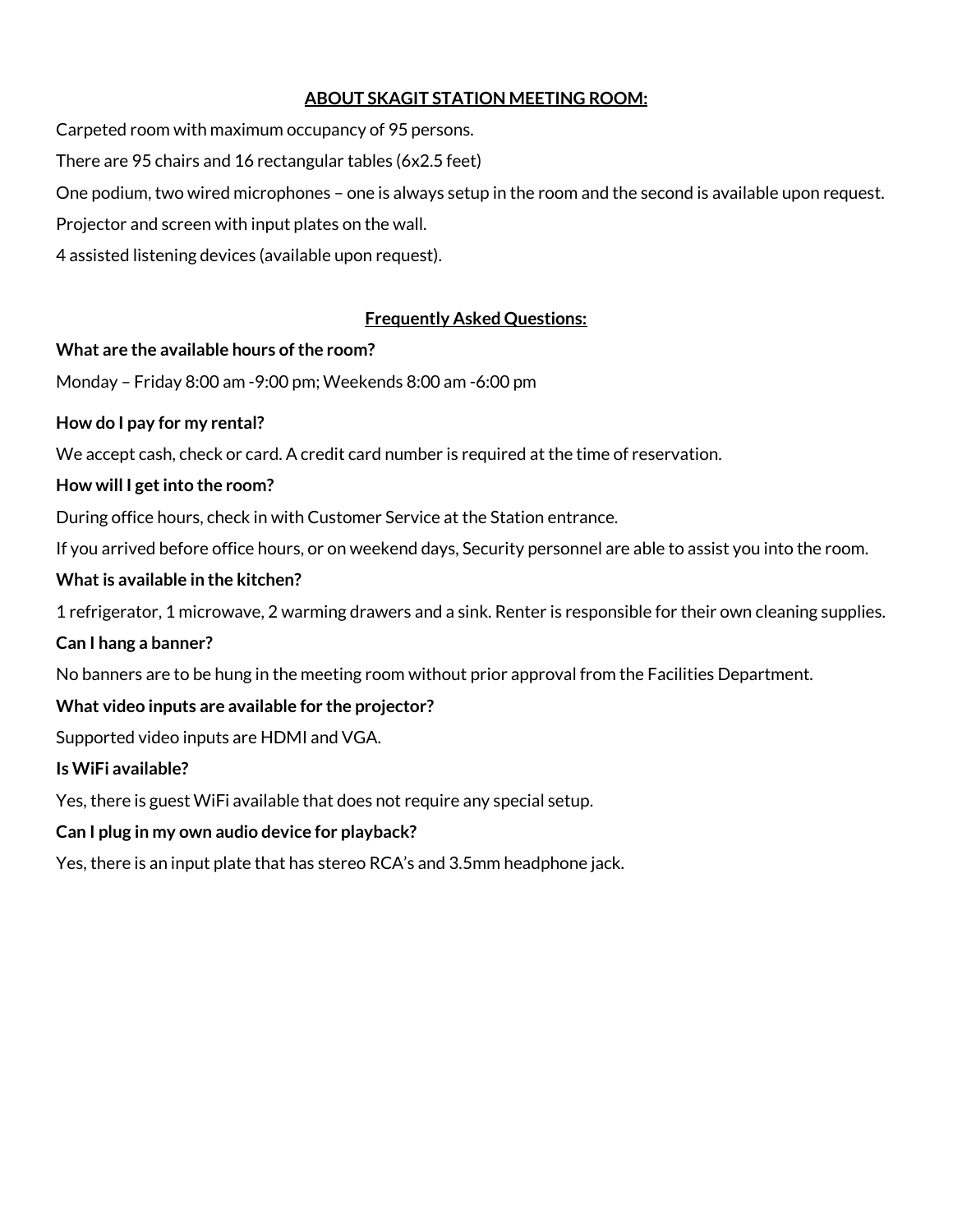## ABOUT SKAGIT STATION MEETING ROOM:

Carpeted room with maximum occupancy of 95 persons.

There are 95 chairs and 16 rectangular tables (6x2.5 feet)

One podium, two wired microphones – one is always setup in the room and the second is available upon request.

Projector and screen with input plates on the wall.

4 assisted listening devices (available upon request).

## Frequently Asked Questions:

**What are the available hours of the room?**

Monday – Friday 8:00 am -9:00 pm; Weekends 8:00 am -6:00 pm

**How do I pay for my rental?**

We accept cash, check or card. A credit card number is required at the time of reservation.

**How will I get into the room?**

During office hours, check in with Customer Service at the Station entrance.

If you arrived before office hours, or on weekend days, Security personnel are able to assist you into the room.

**What is available in the kitchen?**

1 refrigerator, 1 microwave, 2 warming drawers and a sink. Renter is responsible for their own cleaning supplies.

**Can I hang a banner?**

No banners are to be hung in the meeting room without prior approval from the Facilities Department.

**What video inputs are available for the projector?**

Supported video inputs are HDMI and VGA.

**Is WiFi available?**

Yes, there is guest WiFi available that does not require any special setup.

**Can I plug in my own audio device for playback?**

Yes, there is an input plate that has stereo RCA's and 3.5mm headphone jack.